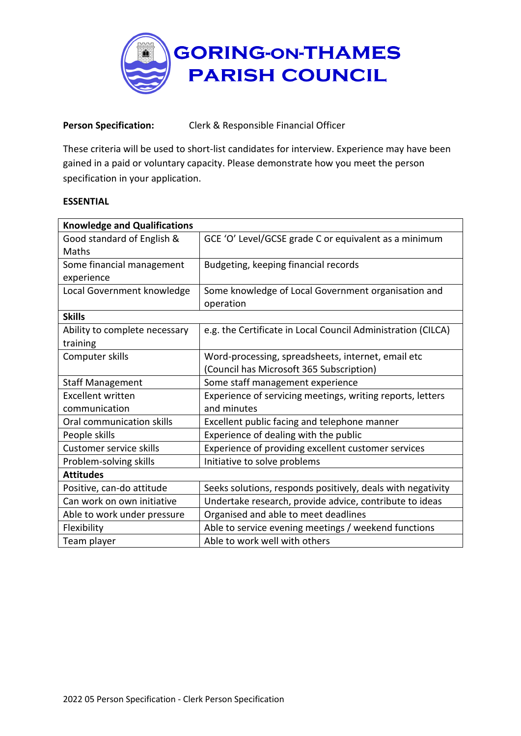# GORING-ON-THAMES PARISH COUNCIL

**Person Specification:** Clerk & Responsible Financial Officer

These criteria will be used to short-list candidates for interview. Experience may have been gained in a paid or voluntary capacity. Please demonstrate how you meet the person specification in your application.

**ESSENTIAL**

| **Knowledge and Qualifications** | |
|---|---|
| Good standard of English & Maths | GCE 'O' Level/GCSE grade C or equivalent as a minimum |
| Some financial management experience | Budgeting, keeping financial records |
| Local Government knowledge | Some knowledge of Local Government organisation and operation |
| **Skills** | |
| Ability to complete necessary training | e.g. the Certificate in Local Council Administration (CILCA) |
| Computer skills | Word-processing, spreadsheets, internet, email etc (Council has Microsoft 365 Subscription) |
| Staff Management | Some staff management experience |
| Excellent written communication | Experience of servicing meetings, writing reports, letters and minutes |
| Oral communication skills | Excellent public facing and telephone manner |
| People skills | Experience of dealing with the public |
| Customer service skills | Experience of providing excellent customer services |
| Problem-solving skills | Initiative to solve problems |
| **Attitudes** | |
| Positive, can-do attitude | Seeks solutions, responds positively, deals with negativity |
| Can work on own initiative | Undertake research, provide advice, contribute to ideas |
| Able to work under pressure | Organised and able to meet deadlines |
| Flexibility | Able to service evening meetings / weekend functions |
| Team player | Able to work well with others |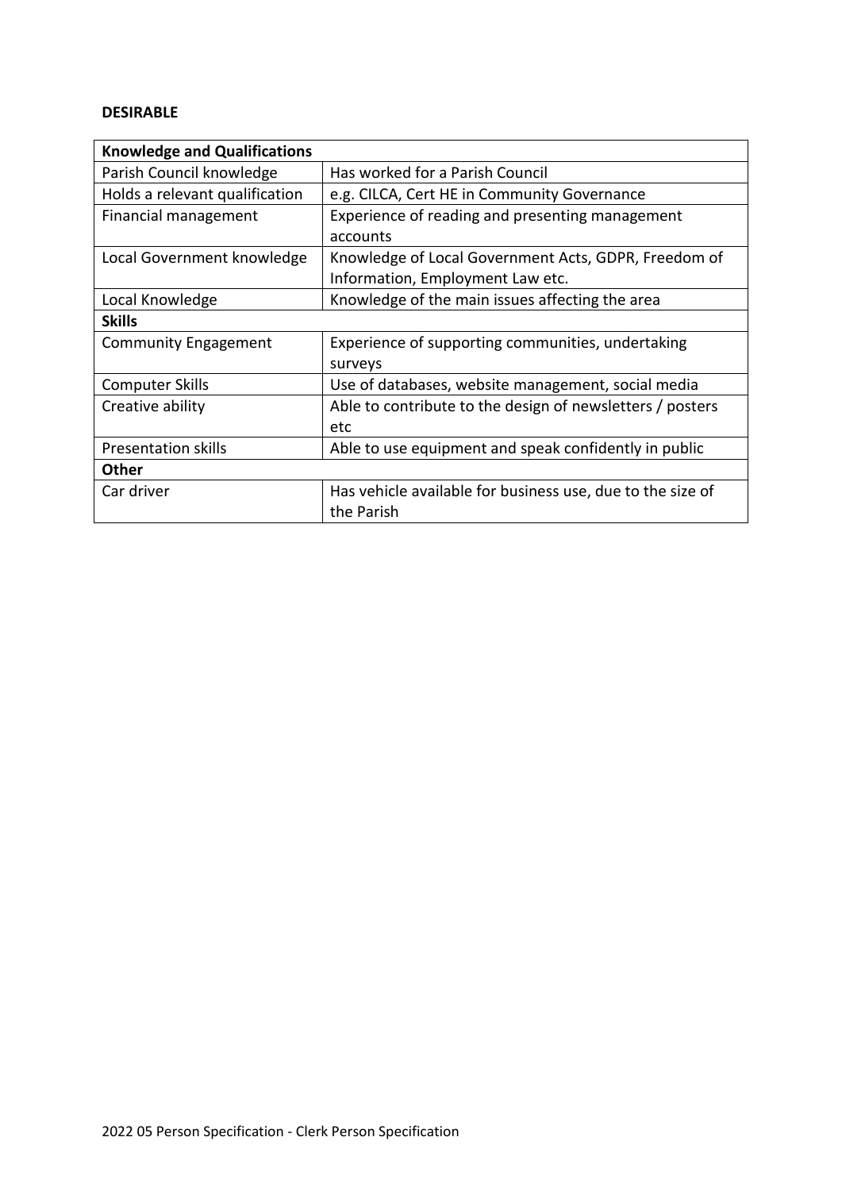**DESIRABLE**

| **Knowledge and Qualifications** | |
|---|---|
| Parish Council knowledge | Has worked for a Parish Council |
| Holds a relevant qualification | e.g. CILCA, Cert HE in Community Governance |
| Financial management | Experience of reading and presenting management accounts |
| Local Government knowledge | Knowledge of Local Government Acts, GDPR, Freedom of Information, Employment Law etc. |
| Local Knowledge | Knowledge of the main issues affecting the area |
| **Skills** | |
| Community Engagement | Experience of supporting communities, undertaking surveys |
| Computer Skills | Use of databases, website management, social media |
| Creative ability | Able to contribute to the design of newsletters / posters etc |
| Presentation skills | Able to use equipment and speak confidently in public |
| **Other** | |
| Car driver | Has vehicle available for business use, due to the size of the Parish |